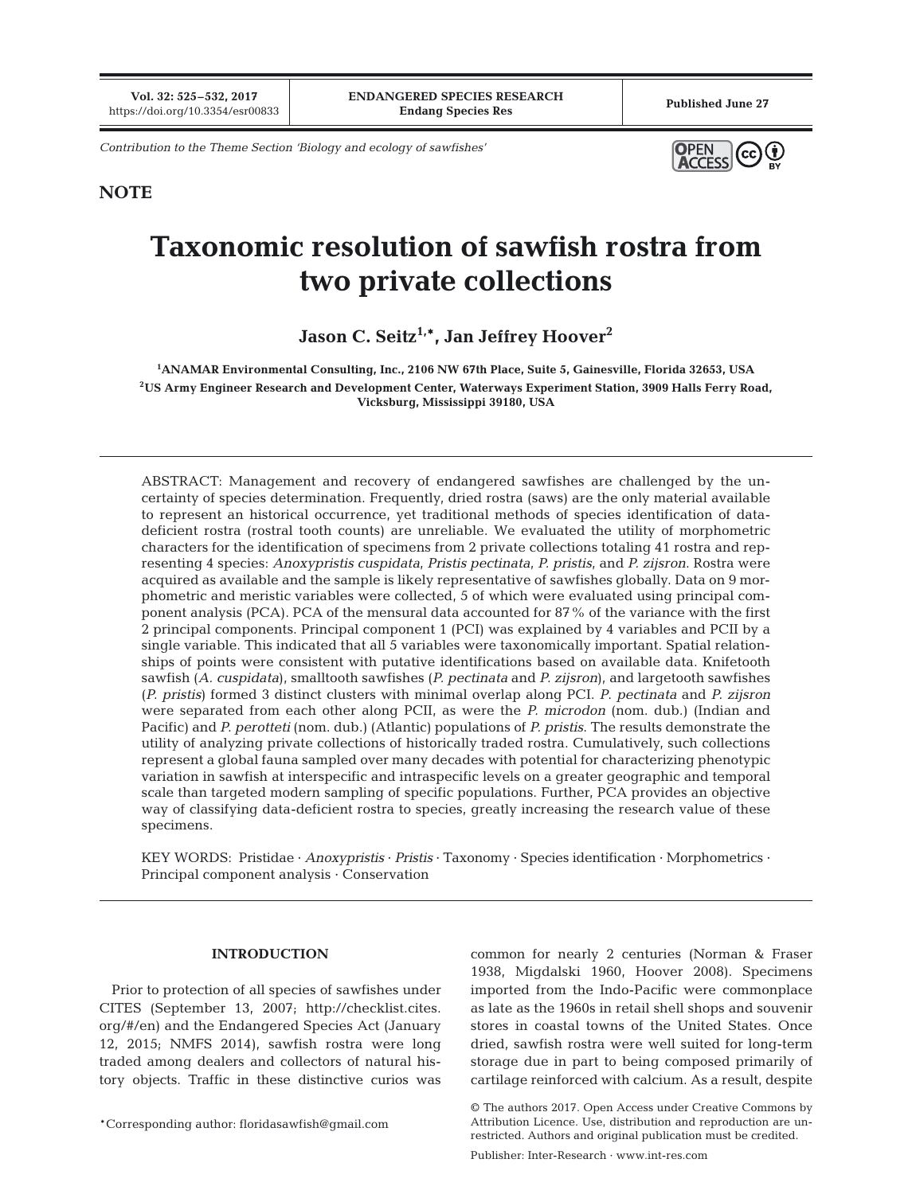Contribution to the Theme Section 'Biology and ecology of sawfishes'

**NOTE**

# Taxonomic resolution of sawfish rostra from two private collections

**Jason C. Seitz[1,*], Jan Jeffrey Hoover[2]**

[1]ANAMAR Environmental Consulting, Inc., 2106 NW 67th Place, Suite 5, Gainesville, Florida 32653, USA
[2]US Army Engineer Research and Development Center, Waterways Experiment Station, 3909 Halls Ferry Road, Vicksburg, Mississippi 39180, USA

ABSTRACT: Management and recovery of endangered sawfishes are challenged by the uncertainty of species determination. Frequently, dried rostra (saws) are the only material available to represent an historical occurrence, yet traditional methods of species identification of data-deficient rostra (rostral tooth counts) are unreliable. We evaluated the utility of morphometric characters for the identification of specimens from 2 private collections totaling 41 rostra and representing 4 species: *Anoxypristis cuspidata*, *Pristis pectinata*, *P. pristis*, and *P. zijsron*. Rostra were acquired as available and the sample is likely representative of sawfishes globally. Data on 9 morphometric and meristic variables were collected, 5 of which were evaluated using principal component analysis (PCA). PCA of the mensural data accounted for 87% of the variance with the first 2 principal components. Principal component 1 (PCI) was explained by 4 variables and PCII by a single variable. This indicated that all 5 variables were taxonomically important. Spatial relationships of points were consistent with putative identifications based on available data. Knifetooth sawfish (*A. cuspidata*), smalltooth sawfishes (*P. pectinata* and *P. zijsron*), and largetooth sawfishes (*P. pristis*) formed 3 distinct clusters with minimal overlap along PCI. *P. pectinata* and *P. zijsron* were separated from each other along PCII, as were the *P. microdon* (nom. dub.) (Indian and Pacific) and *P. perotteti* (nom. dub.) (Atlantic) populations of *P. pristis*. The results demonstrate the utility of analyzing private collections of historically traded rostra. Cumulatively, such collections represent a global fauna sampled over many decades with potential for characterizing phenotypic variation in sawfish at interspecific and intraspecific levels on a greater geographic and temporal scale than targeted modern sampling of specific populations. Further, PCA provides an objective way of classifying data-deficient rostra to species, greatly increasing the research value of these specimens.

KEY WORDS: Pristidae · *Anoxypristis* · *Pristis* · Taxonomy · Species identification · Morphometrics · Principal component analysis · Conservation

## INTRODUCTION

Prior to protection of all species of sawfishes under CITES (September 13, 2007; http://checklist.cites.org/#/en) and the Endangered Species Act (January 12, 2015; NMFS 2014), sawfish rostra were long traded among dealers and collectors of natural history objects. Traffic in these distinctive curios was common for nearly 2 centuries (Norman & Fraser 1938, Migdalski 1960, Hoover 2008). Specimens imported from the Indo-Pacific were commonplace as late as the 1960s in retail shell shops and souvenir stores in coastal towns of the United States. Once dried, sawfish rostra were well suited for long-term storage due in part to being composed primarily of cartilage reinforced with calcium. As a result, despite

*Corresponding author: floridasawfish@gmail.com

© The authors 2017. Open Access under Creative Commons by Attribution Licence. Use, distribution and reproduction are unrestricted. Authors and original publication must be credited.

Publisher: Inter-Research · www.int-res.com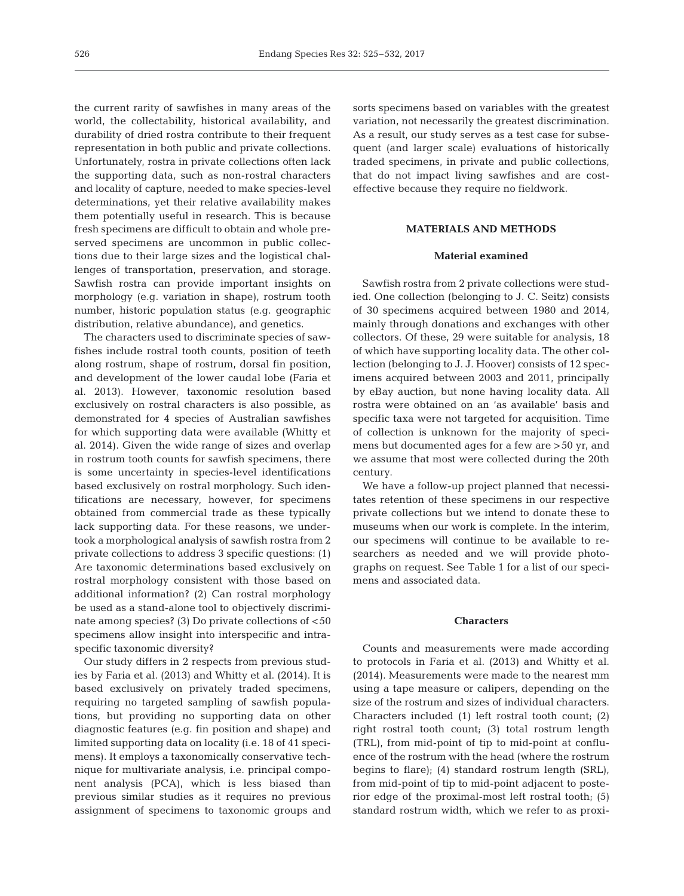the current rarity of sawfishes in many areas of the world, the collectability, historical availability, and durability of dried rostra contribute to their frequent representation in both public and private collections. Unfortunately, rostra in private collections often lack the supporting data, such as non-rostral characters and locality of capture, needed to make species-level determinations, yet their relative availability makes them potentially useful in research. This is because fresh specimens are difficult to obtain and whole preserved specimens are uncommon in public collections due to their large sizes and the logistical challenges of transportation, preservation, and storage. Sawfish rostra can provide important insights on morphology (e.g. variation in shape), rostrum tooth number, historic population status (e.g. geographic distribution, relative abundance), and genetics.

The characters used to discriminate species of sawfishes include rostral tooth counts, position of teeth along rostrum, shape of rostrum, dorsal fin position, and development of the lower caudal lobe (Faria et al. 2013). However, taxonomic resolution based exclusively on rostral characters is also possible, as demonstrated for 4 species of Australian sawfishes for which supporting data were available (Whitty et al. 2014). Given the wide range of sizes and overlap in rostrum tooth counts for sawfish specimens, there is some uncertainty in species-level identifications based exclusively on rostral morphology. Such identifications are necessary, however, for specimens obtained from commercial trade as these typically lack supporting data. For these reasons, we undertook a morphological analysis of sawfish rostra from 2 private collections to address 3 specific questions: (1) Are taxonomic determinations based exclusively on rostral morphology consistent with those based on additional information? (2) Can rostral morphology be used as a stand-alone tool to objectively discriminate among species? (3) Do private collections of <50 specimens allow insight into interspecific and intraspecific taxonomic diversity?

Our study differs in 2 respects from previous studies by Faria et al. (2013) and Whitty et al. (2014). It is based exclusively on privately traded specimens, requiring no targeted sampling of sawfish populations, but providing no supporting data on other diagnostic features (e.g. fin position and shape) and limited supporting data on locality (i.e. 18 of 41 specimens). It employs a taxonomically conservative technique for multivariate analysis, i.e. principal component analysis (PCA), which is less biased than previous similar studies as it requires no previous assignment of specimens to taxonomic groups and sorts specimens based on variables with the greatest variation, not necessarily the greatest discrimination. As a result, our study serves as a test case for subsequent (and larger scale) evaluations of historically traded specimens, in private and public collections, that do not impact living sawfishes and are cost-effective because they require no fieldwork.

## MATERIALS AND METHODS

### Material examined

Sawfish rostra from 2 private collections were studied. One collection (belonging to J. C. Seitz) consists of 30 specimens acquired between 1980 and 2014, mainly through donations and exchanges with other collectors. Of these, 29 were suitable for analysis, 18 of which have supporting locality data. The other collection (belonging to J. J. Hoover) consists of 12 specimens acquired between 2003 and 2011, principally by eBay auction, but none having locality data. All rostra were obtained on an 'as available' basis and specific taxa were not targeted for acquisition. Time of collection is unknown for the majority of specimens but documented ages for a few are >50 yr, and we assume that most were collected during the 20th century.

We have a follow-up project planned that necessitates retention of these specimens in our respective private collections but we intend to donate these to museums when our work is complete. In the interim, our specimens will continue to be available to researchers as needed and we will provide photographs on request. See Table 1 for a list of our specimens and associated data.

### Characters

Counts and measurements were made according to protocols in Faria et al. (2013) and Whitty et al. (2014). Measurements were made to the nearest mm using a tape measure or calipers, depending on the size of the rostrum and sizes of individual characters. Characters included (1) left rostral tooth count; (2) right rostral tooth count; (3) total rostrum length (TRL), from mid-point of tip to mid-point at confluence of the rostrum with the head (where the rostrum begins to flare); (4) standard rostrum length (SRL), from mid-point of tip to mid-point adjacent to posterior edge of the proximal-most left rostral tooth; (5) standard rostrum width, which we refer to as proxi-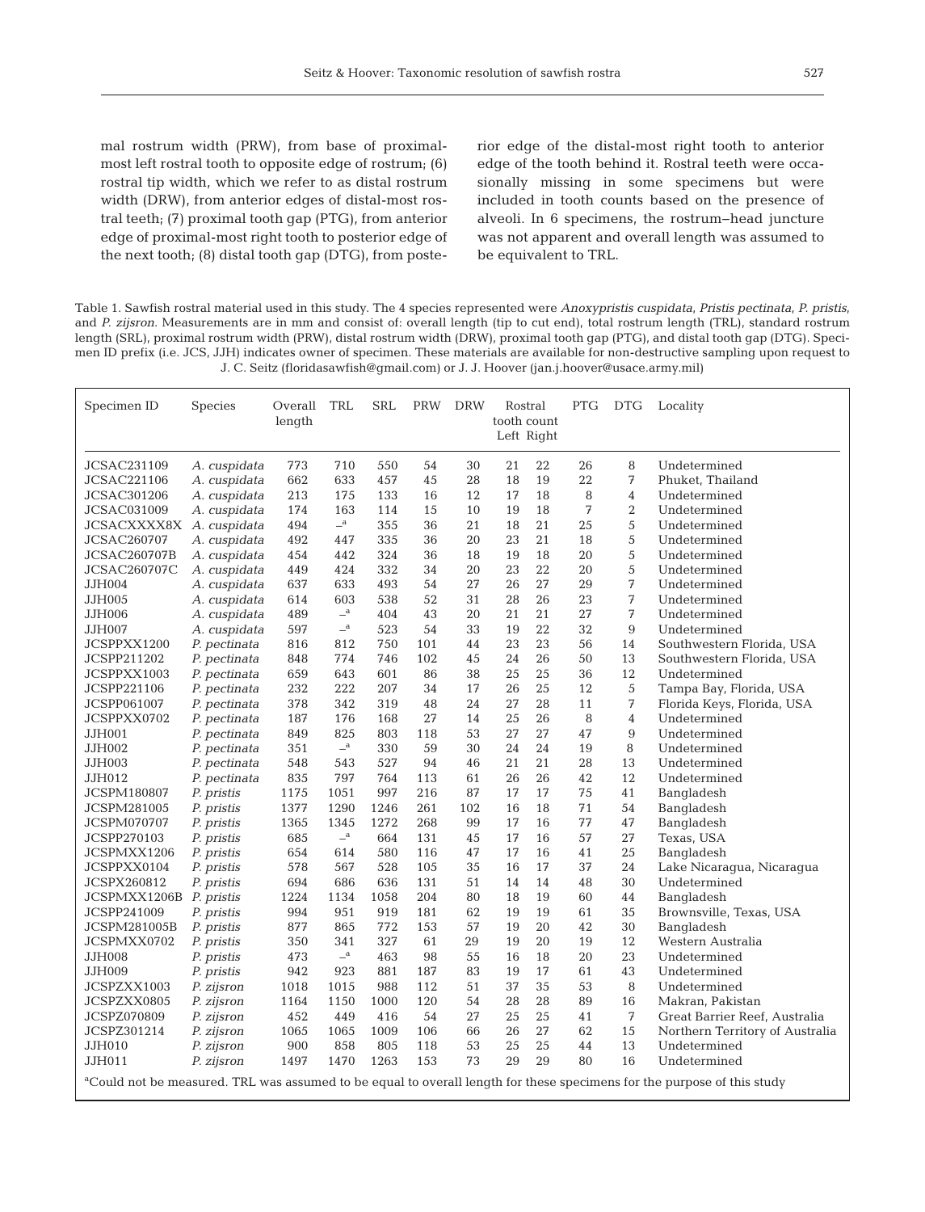mal rostrum width (PRW), from base of proximal-most left rostral tooth to opposite edge of rostrum; (6) rostral tip width, which we refer to as distal rostrum width (DRW), from anterior edges of distal-most rostral teeth; (7) proximal tooth gap (PTG), from anterior edge of proximal-most right tooth to posterior edge of the next tooth; (8) distal tooth gap (DTG), from posterior edge of the distal-most right tooth to anterior edge of the tooth behind it. Rostral teeth were occasionally missing in some specimens but were included in tooth counts based on the presence of alveoli. In 6 specimens, the rostrum–head juncture was not apparent and overall length was assumed to be equivalent to TRL.

Table 1. Sawfish rostral material used in this study. The 4 species represented were *Anoxypristis cuspidata*, *Pristis pectinata*, *P. pristis*, and *P. zijsron*. Measurements are in mm and consist of: overall length (tip to cut end), total rostrum length (TRL), standard rostrum length (SRL), proximal rostrum width (PRW), distal rostrum width (DRW), proximal tooth gap (PTG), and distal tooth gap (DTG). Specimen ID prefix (i.e. JCS, JJH) indicates owner of specimen. These materials are available for non-destructive sampling upon request to J. C. Seitz (floridasawfish@gmail.com) or J. J. Hoover (jan.j.hoover@usace.army.mil)

| Specimen ID | Species | Overall length | TRL | SRL | PRW | DRW | Rostral tooth count Left | Rostral tooth count Right | PTG | DTG | Locality |
|---|---|---|---|---|---|---|---|---|---|---|---|
| JCSAC231109 | *A. cuspidata* | 773 | 710 | 550 | 54 | 30 | 21 | 22 | 26 | 8 | Undetermined |
| JCSAC221106 | *A. cuspidata* | 662 | 633 | 457 | 45 | 28 | 18 | 19 | 22 | 7 | Phuket, Thailand |
| JCSAC301206 | *A. cuspidata* | 213 | 175 | 133 | 16 | 12 | 17 | 18 | 8 | 4 | Undetermined |
| JCSAC031009 | *A. cuspidata* | 174 | 163 | 114 | 15 | 10 | 19 | 18 | 7 | 2 | Undetermined |
| JCSACXXXX8X | *A. cuspidata* | 494 | –[a] | 355 | 36 | 21 | 18 | 21 | 25 | 5 | Undetermined |
| JCSAC260707 | *A. cuspidata* | 492 | 447 | 335 | 36 | 20 | 23 | 21 | 18 | 5 | Undetermined |
| JCSAC260707B | *A. cuspidata* | 454 | 442 | 324 | 36 | 18 | 19 | 18 | 20 | 5 | Undetermined |
| JCSAC260707C | *A. cuspidata* | 449 | 424 | 332 | 34 | 20 | 23 | 22 | 20 | 5 | Undetermined |
| JJH004 | *A. cuspidata* | 637 | 633 | 493 | 54 | 27 | 26 | 27 | 29 | 7 | Undetermined |
| JJH005 | *A. cuspidata* | 614 | 603 | 538 | 52 | 31 | 28 | 26 | 23 | 7 | Undetermined |
| JJH006 | *A. cuspidata* | 489 | –[a] | 404 | 43 | 20 | 21 | 21 | 27 | 7 | Undetermined |
| JJH007 | *A. cuspidata* | 597 | –[a] | 523 | 54 | 33 | 19 | 22 | 32 | 9 | Undetermined |
| JCSPPXX1200 | *P. pectinata* | 816 | 812 | 750 | 101 | 44 | 23 | 23 | 56 | 14 | Southwestern Florida, USA |
| JCSPP211202 | *P. pectinata* | 848 | 774 | 746 | 102 | 45 | 24 | 26 | 50 | 13 | Southwestern Florida, USA |
| JCSPPXX1003 | *P. pectinata* | 659 | 643 | 601 | 86 | 38 | 25 | 25 | 36 | 12 | Undetermined |
| JCSPP221106 | *P. pectinata* | 232 | 222 | 207 | 34 | 17 | 26 | 25 | 12 | 5 | Tampa Bay, Florida, USA |
| JCSPP061007 | *P. pectinata* | 378 | 342 | 319 | 48 | 24 | 27 | 28 | 11 | 7 | Florida Keys, Florida, USA |
| JCSPPXX0702 | *P. pectinata* | 187 | 176 | 168 | 27 | 14 | 25 | 26 | 8 | 4 | Undetermined |
| JJH001 | *P. pectinata* | 849 | 825 | 803 | 118 | 53 | 27 | 27 | 47 | 9 | Undetermined |
| JJH002 | *P. pectinata* | 351 | –[a] | 330 | 59 | 30 | 24 | 24 | 19 | 8 | Undetermined |
| JJH003 | *P. pectinata* | 548 | 543 | 527 | 94 | 46 | 21 | 21 | 28 | 13 | Undetermined |
| JJH012 | *P. pectinata* | 835 | 797 | 764 | 113 | 61 | 26 | 26 | 42 | 12 | Undetermined |
| JCSPM180807 | *P. pristis* | 1175 | 1051 | 997 | 216 | 87 | 17 | 17 | 75 | 41 | Bangladesh |
| JCSPM281005 | *P. pristis* | 1377 | 1290 | 1246 | 261 | 102 | 16 | 18 | 71 | 54 | Bangladesh |
| JCSPM070707 | *P. pristis* | 1365 | 1345 | 1272 | 268 | 99 | 17 | 16 | 77 | 47 | Bangladesh |
| JCSPP270103 | *P. pristis* | 685 | –[a] | 664 | 131 | 45 | 17 | 16 | 57 | 27 | Texas, USA |
| JCSPMXX1206 | *P. pristis* | 654 | 614 | 580 | 116 | 47 | 17 | 16 | 41 | 25 | Bangladesh |
| JCSPPXX0104 | *P. pristis* | 578 | 567 | 528 | 105 | 35 | 16 | 17 | 37 | 24 | Lake Nicaragua, Nicaragua |
| JCSPX260812 | *P. pristis* | 694 | 686 | 636 | 131 | 51 | 14 | 14 | 48 | 30 | Undetermined |
| JCSPMXX1206B | *P. pristis* | 1224 | 1134 | 1058 | 204 | 80 | 18 | 19 | 60 | 44 | Bangladesh |
| JCSPP241009 | *P. pristis* | 994 | 951 | 919 | 181 | 62 | 19 | 19 | 61 | 35 | Brownsville, Texas, USA |
| JCSPM281005B | *P. pristis* | 877 | 865 | 772 | 153 | 57 | 19 | 20 | 42 | 30 | Bangladesh |
| JCSPMXX0702 | *P. pristis* | 350 | 341 | 327 | 61 | 29 | 19 | 20 | 19 | 12 | Western Australia |
| JJH008 | *P. pristis* | 473 | –[a] | 463 | 98 | 55 | 16 | 18 | 20 | 23 | Undetermined |
| JJH009 | *P. pristis* | 942 | 923 | 881 | 187 | 83 | 19 | 17 | 61 | 43 | Undetermined |
| JCSPZXX1003 | *P. zijsron* | 1018 | 1015 | 988 | 112 | 51 | 37 | 35 | 53 | 8 | Undetermined |
| JCSPZXX0805 | *P. zijsron* | 1164 | 1150 | 1000 | 120 | 54 | 28 | 28 | 89 | 16 | Makran, Pakistan |
| JCSPZ070809 | *P. zijsron* | 452 | 449 | 416 | 54 | 27 | 25 | 25 | 41 | 7 | Great Barrier Reef, Australia |
| JCSPZ301214 | *P. zijsron* | 1065 | 1065 | 1009 | 106 | 66 | 26 | 27 | 62 | 15 | Northern Territory of Australia |
| JJH010 | *P. zijsron* | 900 | 858 | 805 | 118 | 53 | 25 | 25 | 44 | 13 | Undetermined |
| JJH011 | *P. zijsron* | 1497 | 1470 | 1263 | 153 | 73 | 29 | 29 | 80 | 16 | Undetermined |

[a]Could not be measured. TRL was assumed to be equal to overall length for these specimens for the purpose of this study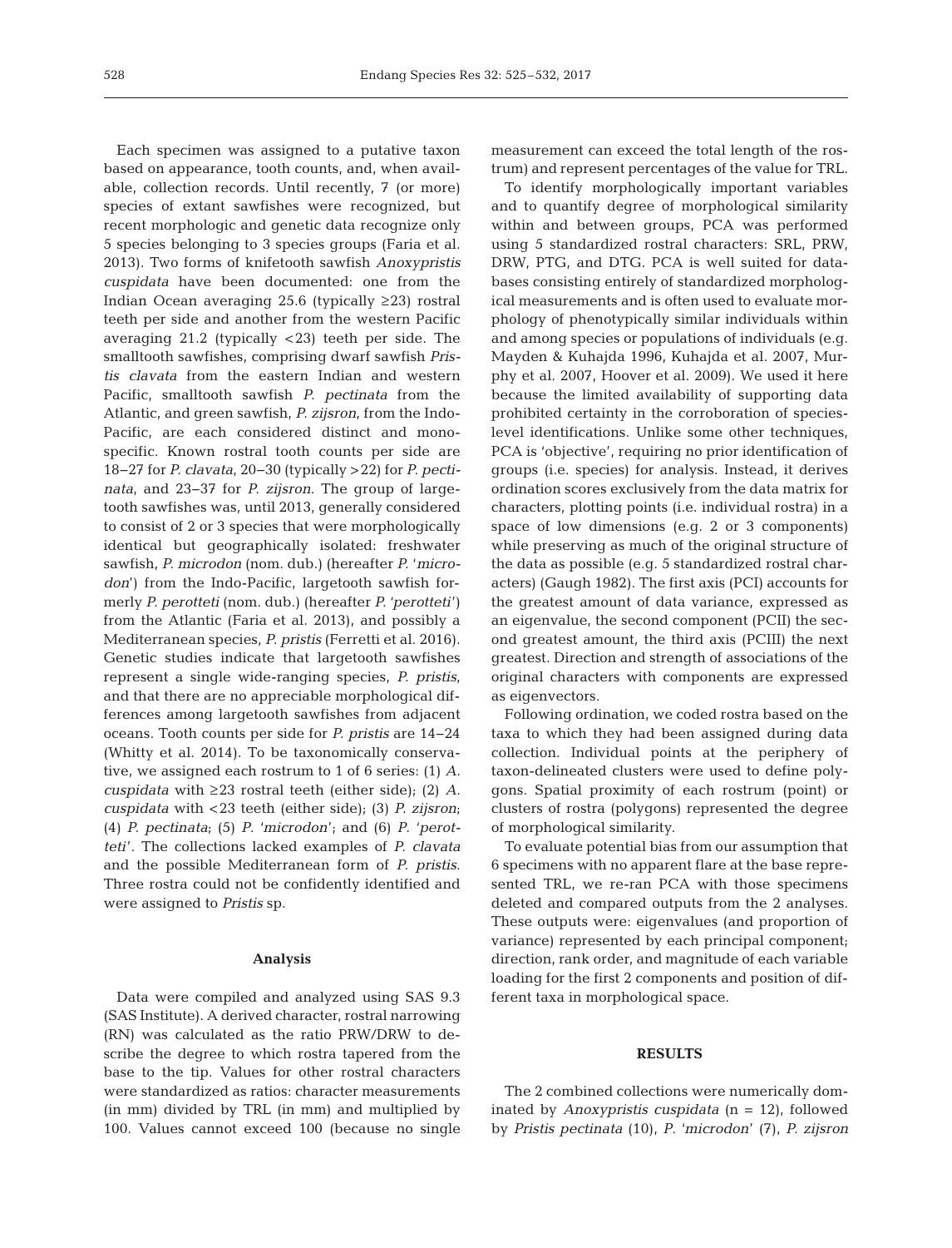Each specimen was assigned to a putative taxon based on appearance, tooth counts, and, when available, collection records. Until recently, 7 (or more) species of extant sawfishes were recognized, but recent morphologic and genetic data recognize only 5 species belonging to 3 species groups (Faria et al. 2013). Two forms of knifetooth sawfish *Anoxypristis cuspidata* have been documented: one from the Indian Ocean averaging 25.6 (typically ≥23) rostral teeth per side and another from the western Pacific averaging 21.2 (typically <23) teeth per side. The smalltooth sawfishes, comprising dwarf sawfish *Pristis clavata* from the eastern Indian and western Pacific, smalltooth sawfish *P. pectinata* from the Atlantic, and green sawfish, *P. zijsron*, from the Indo-Pacific, are each considered distinct and monospecific. Known rostral tooth counts per side are 18–27 for *P. clavata*, 20–30 (typically >22) for *P. pectinata*, and 23–37 for *P. zijsron*. The group of largetooth sawfishes was, until 2013, generally considered to consist of 2 or 3 species that were morphologically identical but geographically isolated: freshwater sawfish, *P. microdon* (nom. dub.) (hereafter *P.* '*microdon*') from the Indo-Pacific, largetooth sawfish formerly *P. perotteti* (nom. dub.) (hereafter *P.* '*perotteti*') from the Atlantic (Faria et al. 2013), and possibly a Mediterranean species, *P. pristis* (Ferretti et al. 2016). Genetic studies indicate that largetooth sawfishes represent a single wide-ranging species, *P. pristis*, and that there are no appreciable morphological differences among largetooth sawfishes from adjacent oceans. Tooth counts per side for *P. pristis* are 14–24 (Whitty et al. 2014). To be taxonomically conservative, we assigned each rostrum to 1 of 6 series: (1) *A. cuspidata* with ≥23 rostral teeth (either side); (2) *A. cuspidata* with <23 teeth (either side); (3) *P. zijsron*; (4) *P. pectinata*; (5) *P.* '*microdon*'; and (6) *P.* '*perotteti*'. The collections lacked examples of *P. clavata* and the possible Mediterranean form of *P. pristis*. Three rostra could not be confidently identified and were assigned to *Pristis* sp.

### Analysis

Data were compiled and analyzed using SAS 9.3 (SAS Institute). A derived character, rostral narrowing (RN) was calculated as the ratio PRW/DRW to describe the degree to which rostra tapered from the base to the tip. Values for other rostral characters were standardized as ratios: character measurements (in mm) divided by TRL (in mm) and multiplied by 100. Values cannot exceed 100 (because no single measurement can exceed the total length of the rostrum) and represent percentages of the value for TRL.

To identify morphologically important variables and to quantify degree of morphological similarity within and between groups, PCA was performed using 5 standardized rostral characters: SRL, PRW, DRW, PTG, and DTG. PCA is well suited for databases consisting entirely of standardized morphological measurements and is often used to evaluate morphology of phenotypically similar individuals within and among species or populations of individuals (e.g. Mayden & Kuhajda 1996, Kuhajda et al. 2007, Murphy et al. 2007, Hoover et al. 2009). We used it here because the limited availability of supporting data prohibited certainty in the corroboration of species-level identifications. Unlike some other techniques, PCA is 'objective', requiring no prior identification of groups (i.e. species) for analysis. Instead, it derives ordination scores exclusively from the data matrix for characters, plotting points (i.e. individual rostra) in a space of low dimensions (e.g. 2 or 3 components) while preserving as much of the original structure of the data as possible (e.g. 5 standardized rostral characters) (Gaugh 1982). The first axis (PCI) accounts for the greatest amount of data variance, expressed as an eigenvalue, the second component (PCII) the second greatest amount, the third axis (PCIII) the next greatest. Direction and strength of associations of the original characters with components are expressed as eigenvectors.

Following ordination, we coded rostra based on the taxa to which they had been assigned during data collection. Individual points at the periphery of taxon-delineated clusters were used to define polygons. Spatial proximity of each rostrum (point) or clusters of rostra (polygons) represented the degree of morphological similarity.

To evaluate potential bias from our assumption that 6 specimens with no apparent flare at the base represented TRL, we re-ran PCA with those specimens deleted and compared outputs from the 2 analyses. These outputs were: eigenvalues (and proportion of variance) represented by each principal component; direction, rank order, and magnitude of each variable loading for the first 2 components and position of different taxa in morphological space.

## RESULTS

The 2 combined collections were numerically dominated by *Anoxypristis cuspidata* (n = 12), followed by *Pristis pectinata* (10), *P.* '*microdon*' (7), *P. zijsron*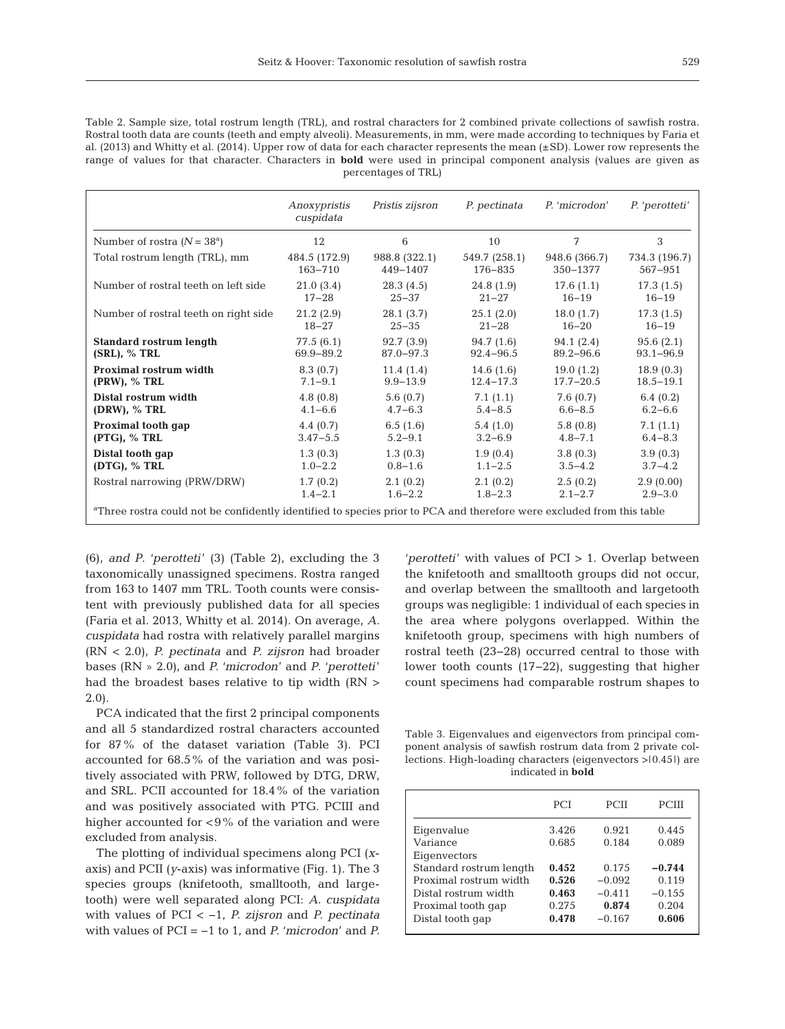Table 2. Sample size, total rostrum length (TRL), and rostral characters for 2 combined private collections of sawfish rostra. Rostral tooth data are counts (teeth and empty alveoli). Measurements, in mm, were made according to techniques by Faria et al. (2013) and Whitty et al. (2014). Upper row of data for each character represents the mean (±SD). Lower row represents the range of values for that character. Characters in **bold** were used in principal component analysis (values are given as percentages of TRL)

| | *Anoxypristis cuspidata* | *Pristis zijsron* | *P. pectinata* | *P. 'microdon'* | *P. 'perotteti'* |
|---|---|---|---|---|---|
| Number of rostra ($N = 38$[a]) | 12 | 6 | 10 | 7 | 3 |
| Total rostrum length (TRL), mm | 484.5 (172.9) | 988.8 (322.1) | 549.7 (258.1) | 948.6 (366.7) | 734.3 (196.7) |
| | 163–710 | 449–1407 | 176–835 | 350–1377 | 567–951 |
| Number of rostral teeth on left side | 21.0 (3.4) | 28.3 (4.5) | 24.8 (1.9) | 17.6 (1.1) | 17.3 (1.5) |
| | 17–28 | 25–37 | 21–27 | 16–19 | 16–19 |
| Number of rostral teeth on right side | 21.2 (2.9) | 28.1 (3.7) | 25.1 (2.0) | 18.0 (1.7) | 17.3 (1.5) |
| | 18–27 | 25–35 | 21–28 | 16–20 | 16–19 |
| **Standard rostrum length** | 77.5 (6.1) | 92.7 (3.9) | 94.7 (1.6) | 94.1 (2.4) | 95.6 (2.1) |
| **(SRL), % TRL** | 69.9–89.2 | 87.0–97.3 | 92.4–96.5 | 89.2–96.6 | 93.1–96.9 |
| **Proximal rostrum width** | 8.3 (0.7) | 11.4 (1.4) | 14.6 (1.6) | 19.0 (1.2) | 18.9 (0.3) |
| **(PRW), % TRL** | 7.1–9.1 | 9.9–13.9 | 12.4–17.3 | 17.7–20.5 | 18.5–19.1 |
| **Distal rostrum width** | 4.8 (0.8) | 5.6 (0.7) | 7.1 (1.1) | 7.6 (0.7) | 6.4 (0.2) |
| **(DRW), % TRL** | 4.1–6.6 | 4.7–6.3 | 5.4–8.5 | 6.6–8.5 | 6.2–6.6 |
| **Proximal tooth gap** | 4.4 (0.7) | 6.5 (1.6) | 5.4 (1.0) | 5.8 (0.8) | 7.1 (1.1) |
| **(PTG), % TRL** | 3.47–5.5 | 5.2–9.1 | 3.2–6.9 | 4.8–7.1 | 6.4–8.3 |
| **Distal tooth gap** | 1.3 (0.3) | 1.3 (0.3) | 1.9 (0.4) | 3.8 (0.3) | 3.9 (0.3) |
| **(DTG), % TRL** | 1.0–2.2 | 0.8–1.6 | 1.1–2.5 | 3.5–4.2 | 3.7–4.2 |
| Rostral narrowing (PRW/DRW) | 1.7 (0.2) | 2.1 (0.2) | 2.1 (0.2) | 2.5 (0.2) | 2.9 (0.00) |
| | 1.4–2.1 | 1.6–2.2 | 1.8–2.3 | 2.1–2.7 | 2.9–3.0 |

[a]Three rostra could not be confidently identified to species prior to PCA and therefore were excluded from this table

(6), and *P. 'perotteti'* (3) (Table 2), excluding the 3 taxonomically unassigned specimens. Rostra ranged from 163 to 1407 mm TRL. Tooth counts were consistent with previously published data for all species (Faria et al. 2013, Whitty et al. 2014). On average, *A. cuspidata* had rostra with relatively parallel margins (RN < 2.0), *P. pectinata* and *P. zijsron* had broader bases (RN » 2.0), and *P. 'microdon'* and *P. 'perotteti'* had the broadest bases relative to tip width (RN > 2.0).

PCA indicated that the first 2 principal components and all 5 standardized rostral characters accounted for 87% of the dataset variation (Table 3). PCI accounted for 68.5% of the variation and was positively associated with PRW, followed by DTG, DRW, and SRL. PCII accounted for 18.4% of the variation and was positively associated with PTG. PCIII and higher accounted for <9% of the variation and were excluded from analysis.

The plotting of individual specimens along PCI (*x*-axis) and PCII (*y*-axis) was informative (Fig. 1). The 3 species groups (knifetooth, smalltooth, and largetooth) were well separated along PCI: *A. cuspidata* with values of PCI < −1, *P. zijsron* and *P. pectinata* with values of PCI = −1 to 1, and *P. 'microdon'* and *P. 'perotteti'* with values of PCI > 1. Overlap between the knifetooth and smalltooth groups did not occur, and overlap between the smalltooth and largetooth groups was negligible: 1 individual of each species in the area where polygons overlapped. Within the knifetooth group, specimens with high numbers of rostral teeth (23–28) occurred central to those with lower tooth counts (17–22), suggesting that higher count specimens had comparable rostrum shapes to

Table 3. Eigenvalues and eigenvectors from principal component analysis of sawfish rostrum data from 2 private collections. High-loading characters (eigenvectors >|0.45|) are indicated in **bold**

| | PCI | PCII | PCIII |
|---|---|---|---|
| Eigenvalue | 3.426 | 0.921 | 0.445 |
| Variance | 0.685 | 0.184 | 0.089 |
| Eigenvectors | | | |
| Standard rostrum length | **0.452** | 0.175 | **−0.744** |
| Proximal rostrum width | **0.526** | −0.092 | 0.119 |
| Distal rostrum width | **0.463** | −0.411 | −0.155 |
| Proximal tooth gap | 0.275 | **0.874** | 0.204 |
| Distal tooth gap | **0.478** | −0.167 | **0.606** |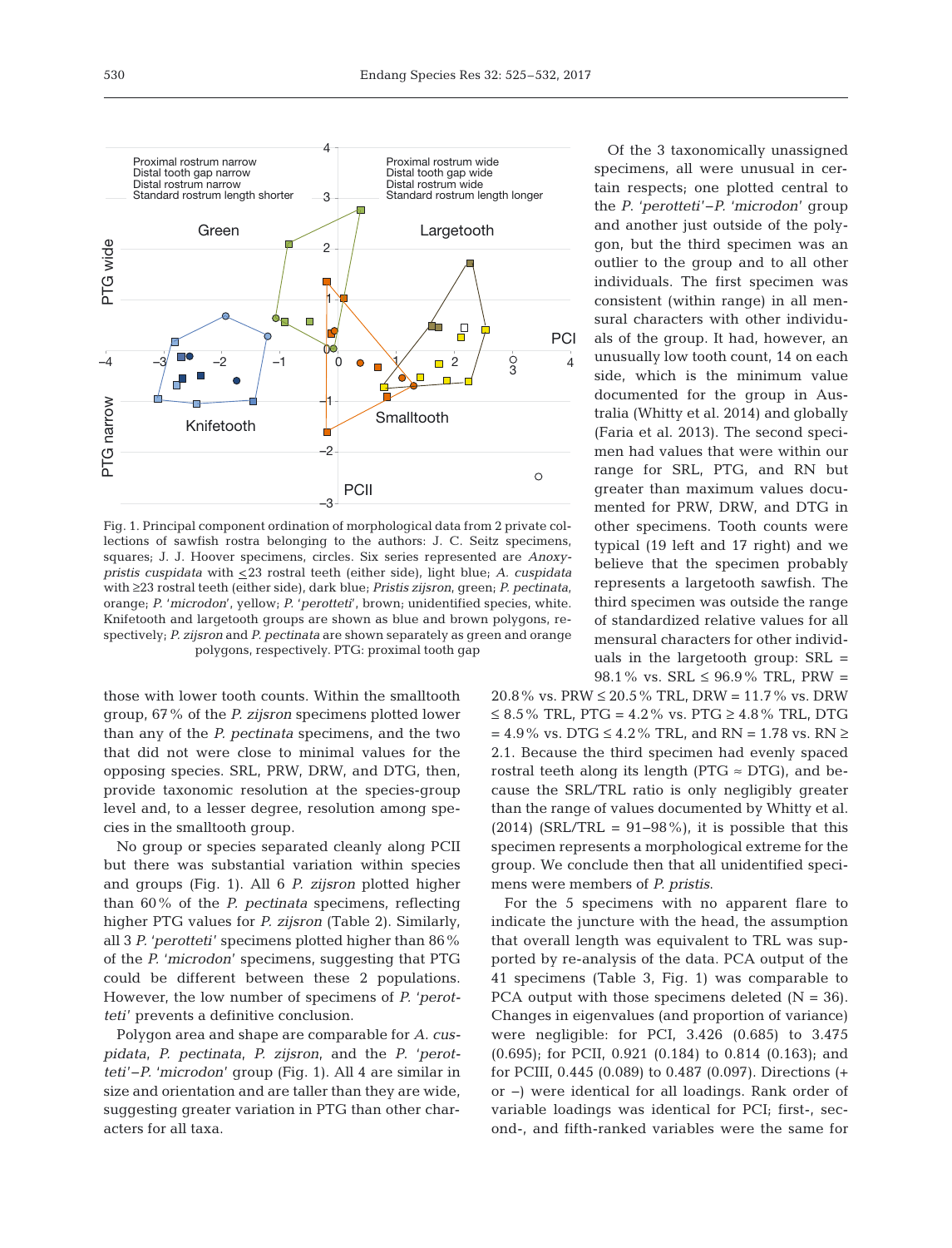Fig. 1. Principal component ordination of morphological data from 2 private collections of sawfish rostra belonging to the authors: J. C. Seitz specimens, squares; J. J. Hoover specimens, circles. Six series represented are *Anoxypristis cuspidata* with ≤23 rostral teeth (either side), light blue; *A. cuspidata* with ≥23 rostral teeth (either side), dark blue; *Pristis zijsron*, green; *P. pectinata*, orange; *P.* '*microdon*', yellow; *P.* '*perotteti*', brown; unidentified species, white. Knifetooth and largetooth groups are shown as blue and brown polygons, respectively; *P. zijsron* and *P. pectinata* are shown separately as green and orange polygons, respectively. PTG: proximal tooth gap

those with lower tooth counts. Within the smalltooth group, 67% of the *P. zijsron* specimens plotted lower than any of the *P. pectinata* specimens, and the two that did not were close to minimal values for the opposing species. SRL, PRW, DRW, and DTG, then, provide taxonomic resolution at the species-group level and, to a lesser degree, resolution among species in the smalltooth group.

No group or species separated cleanly along PCII but there was substantial variation within species and groups (Fig. 1). All 6 *P. zijsron* plotted higher than 60% of the *P. pectinata* specimens, reflecting higher PTG values for *P. zijsron* (Table 2). Similarly, all 3 *P. 'perotteti'* specimens plotted higher than 86% of the *P. 'microdon'* specimens, suggesting that PTG could be different between these 2 populations. However, the low number of specimens of *P. 'perotteti'* prevents a definitive conclusion.

Polygon area and shape are comparable for *A. cuspidata*, *P. pectinata*, *P. zijsron*, and the *P. 'perotteti'*–*P. 'microdon'* group (Fig. 1). All 4 are similar in size and orientation and are taller than they are wide, suggesting greater variation in PTG than other characters for all taxa.

Of the 3 taxonomically unassigned specimens, all were unusual in certain respects; one plotted central to the *P. 'perotteti'*–*P. 'microdon'* group and another just outside of the polygon, but the third specimen was an outlier to the group and to all other individuals. The first specimen was consistent (within range) in all mensural characters with other individuals of the group. It had, however, an unusually low tooth count, 14 on each side, which is the minimum value documented for the group in Australia (Whitty et al. 2014) and globally (Faria et al. 2013). The second specimen had values that were within our range for SRL, PTG, and RN but greater than maximum values documented for PRW, DRW, and DTG in other specimens. Tooth counts were typical (19 left and 17 right) and we believe that the specimen probably represents a largetooth sawfish. The third specimen was outside the range of standardized relative values for all mensural characters for other individuals in the largetooth group: SRL = 98.1% vs. SRL ≤ 96.9% TRL, PRW = 20.8% vs. PRW ≤ 20.5% TRL, DRW = 11.7% vs. DRW ≤ 8.5% TRL, PTG = 4.2% vs. PTG ≥ 4.8% TRL, DTG = 4.9% vs. DTG ≤ 4.2% TRL, and RN = 1.78 vs. RN ≥ 2.1. Because the third specimen had evenly spaced rostral teeth along its length (PTG ≈ DTG), and because the SRL/TRL ratio is only negligibly greater than the range of values documented by Whitty et al. (2014) (SRL/TRL = 91–98%), it is possible that this specimen represents a morphological extreme for the group. We conclude then that all unidentified specimens were members of *P. pristis*.

For the 5 specimens with no apparent flare to indicate the juncture with the head, the assumption that overall length was equivalent to TRL was supported by re-analysis of the data. PCA output of the 41 specimens (Table 3, Fig. 1) was comparable to PCA output with those specimens deleted (N = 36). Changes in eigenvalues (and proportion of variance) were negligible: for PCI, 3.426 (0.685) to 3.475 (0.695); for PCII, 0.921 (0.184) to 0.814 (0.163); and for PCIII, 0.445 (0.089) to 0.487 (0.097). Directions (+ or −) were identical for all loadings. Rank order of variable loadings was identical for PCI; first-, second-, and fifth-ranked variables were the same for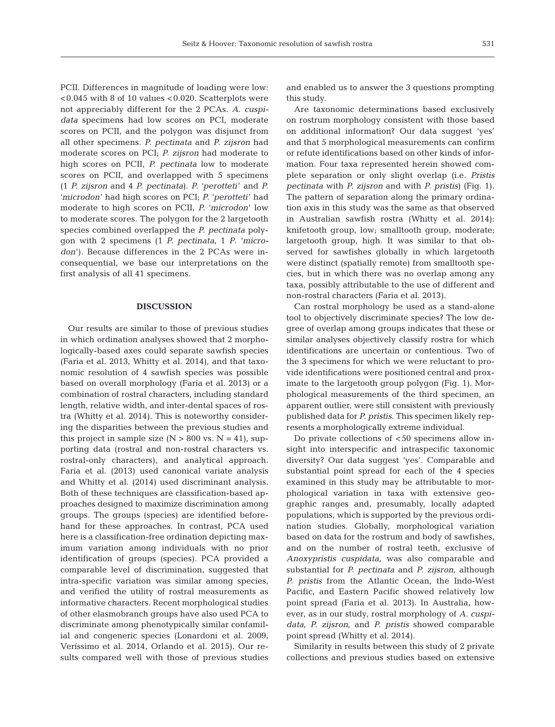PCII. Differences in magnitude of loading were low: <0.045 with 8 of 10 values <0.020. Scatterplots were not appreciably different for the 2 PCAs. *A. cuspidata* specimens had low scores on PCI, moderate scores on PCII, and the polygon was disjunct from all other specimens. *P. pectinata* and *P. zijsron* had moderate scores on PCI; *P. zijsron* had moderate to high scores on PCII, *P. pectinata* low to moderate scores on PCII, and overlapped with 5 specimens (1 *P. zijsron* and 4 *P. pectinata*). *P. 'perotteti'* and *P. 'microdon'* had high scores on PCI; *P. 'perotteti'* had moderate to high scores on PCII, *P. 'microdon'* low to moderate scores. The polygon for the 2 largetooth species combined overlapped the *P. pectinata* polygon with 2 specimens (1 *P. pectinata*, 1 *P. 'microdon'*). Because differences in the 2 PCAs were inconsequential, we base our interpretations on the first analysis of all 41 specimens.

## DISCUSSION

Our results are similar to those of previous studies in which ordination analyses showed that 2 morphologically-based axes could separate sawfish species (Faria et al. 2013, Whitty et al. 2014), and that taxonomic resolution of 4 sawfish species was possible based on overall morphology (Faria et al. 2013) or a combination of rostral characters, including standard length, relative width, and inter-dental spaces of rostra (Whitty et al. 2014). This is noteworthy considering the disparities between the previous studies and this project in sample size (N > 800 vs. N = 41), supporting data (rostral and non-rostral characters vs. rostral-only characters), and analytical approach. Faria et al. (2013) used canonical variate analysis and Whitty et al. (2014) used discriminant analysis. Both of these techniques are classification-based approaches designed to maximize discrimination among groups. The groups (species) are identified beforehand for these approaches. In contrast, PCA used here is a classification-free ordination depicting maximum variation among individuals with no prior identification of groups (species). PCA provided a comparable level of discrimination, suggested that intra-specific variation was similar among species, and verified the utility of rostral measurements as informative characters. Recent morphological studies of other elasmobranch groups have also used PCA to discriminate among phenotypically similar confamilial and congeneric species (Lonardoni et al. 2009, Veríssimo et al. 2014, Orlando et al. 2015). Our results compared well with those of previous studies and enabled us to answer the 3 questions prompting this study.

Are taxonomic determinations based exclusively on rostrum morphology consistent with those based on additional information? Our data suggest 'yes' and that 5 morphological measurements can confirm or refute identifications based on other kinds of information. Four taxa represented herein showed complete separation or only slight overlap (i.e. *Pristis pectinata* with *P. zijsron* and with *P. pristis*) (Fig. 1). The pattern of separation along the primary ordination axis in this study was the same as that observed in Australian sawfish rostra (Whitty et al. 2014): knifetooth group, low; smalltooth group, moderate; largetooth group, high. It was similar to that observed for sawfishes globally in which largetooth were distinct (spatially remote) from smalltooth species, but in which there was no overlap among any taxa, possibly attributable to the use of different and non-rostral characters (Faria et al. 2013).

Can rostral morphology be used as a stand-alone tool to objectively discriminate species? The low degree of overlap among groups indicates that these or similar analyses objectively classify rostra for which identifications are uncertain or contentious. Two of the 3 specimens for which we were reluctant to provide identifications were positioned central and proximate to the largetooth group polygon (Fig. 1). Morphological measurements of the third specimen, an apparent outlier, were still consistent with previously published data for *P. pristis*. This specimen likely represents a morphologically extreme individual.

Do private collections of <50 specimens allow insight into interspecific and intraspecific taxonomic diversity? Our data suggest 'yes'. Comparable and substantial point spread for each of the 4 species examined in this study may be attributable to morphological variation in taxa with extensive geographic ranges and, presumably, locally adapted populations, which is supported by the previous ordination studies. Globally, morphological variation based on data for the rostrum and body of sawfishes, and on the number of rostral teeth, exclusive of *Anoxypristis cuspidata*, was also comparable and substantial for *P. pectinata* and *P. zijsron*, although *P. pristis* from the Atlantic Ocean, the Indo-West Pacific, and Eastern Pacific showed relatively low point spread (Faria et al. 2013). In Australia, however, as in our study, rostral morphology of *A. cuspidata*, *P. zijsron*, and *P. pristis* showed comparable point spread (Whitty et al. 2014).

Similarity in results between this study of 2 private collections and previous studies based on extensive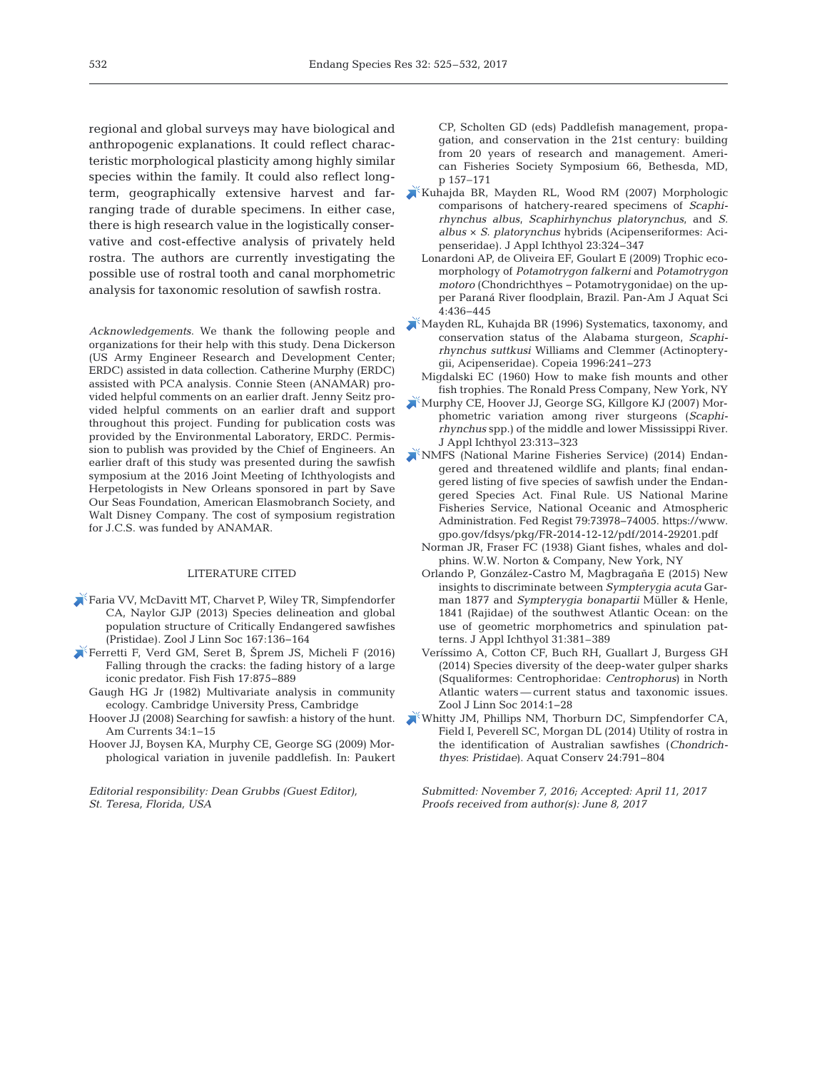regional and global surveys may have biological and anthropogenic explanations. It could reflect characteristic morphological plasticity among highly similar species within the family. It could also reflect long-term, geographically extensive harvest and far-ranging trade of durable specimens. In either case, there is high research value in the logistically conservative and cost-effective analysis of privately held rostra. The authors are currently investigating the possible use of rostral tooth and canal morphometric analysis for taxonomic resolution of sawfish rostra.

*Acknowledgements*. We thank the following people and organizations for their help with this study. Dena Dickerson (US Army Engineer Research and Development Center; ERDC) assisted in data collection. Catherine Murphy (ERDC) assisted with PCA analysis. Connie Steen (ANAMAR) provided helpful comments on an earlier draft. Jenny Seitz provided helpful comments on an earlier draft and support throughout this project. Funding for publication costs was provided by the Environmental Laboratory, ERDC. Permission to publish was provided by the Chief of Engineers. An earlier draft of this study was presented during the sawfish symposium at the 2016 Joint Meeting of Ichthyologists and Herpetologists in New Orleans sponsored in part by Save Our Seas Foundation, American Elasmobranch Society, and Walt Disney Company. The cost of symposium registration for J.C.S. was funded by ANAMAR.

## LITERATURE CITED

Faria VV, McDavitt MT, Charvet P, Wiley TR, Simpfendorfer CA, Naylor GJP (2013) Species delineation and global population structure of Critically Endangered sawfishes (Pristidae). Zool J Linn Soc 167:136–164

Ferretti F, Verd GM, Seret B, Šprem JS, Micheli F (2016) Falling through the cracks: the fading history of a large iconic predator. Fish Fish 17:875–889

Gaugh HG Jr (1982) Multivariate analysis in community ecology. Cambridge University Press, Cambridge

Hoover JJ (2008) Searching for sawfish: a history of the hunt. Am Currents 34:1–15

Hoover JJ, Boysen KA, Murphy CE, George SG (2009) Morphological variation in juvenile paddlefish. In: Paukert CP, Scholten GD (eds) Paddlefish management, propagation, and conservation in the 21st century: building from 20 years of research and management. American Fisheries Society Symposium 66, Bethesda, MD, p 157–171

Kuhajda BR, Mayden RL, Wood RM (2007) Morphologic comparisons of hatchery-reared specimens of *Scaphirhynchus albus*, *Scaphirhynchus platorynchus*, and *S. albus* × *S. platorynchus* hybrids (Acipenseriformes: Acipenseridae). J Appl Ichthyol 23:324–347

Lonardoni AP, de Oliveira EF, Goulart E (2009) Trophic ecomorphology of *Potamotrygon falkerni* and *Potamotrygon motoro* (Chondrichthyes – Potamotrygonidae) on the upper Paraná River floodplain, Brazil. Pan-Am J Aquat Sci 4:436–445

Mayden RL, Kuhajda BR (1996) Systematics, taxonomy, and conservation status of the Alabama sturgeon, *Scaphirhynchus suttkusi* Williams and Clemmer (Actinopterygii, Acipenseridae). Copeia 1996:241–273

Migdalski EC (1960) How to make fish mounts and other fish trophies. The Ronald Press Company, New York, NY

Murphy CE, Hoover JJ, George SG, Killgore KJ (2007) Morphometric variation among river sturgeons (*Scaphirhynchus* spp.) of the middle and lower Mississippi River. J Appl Ichthyol 23:313–323

NMFS (National Marine Fisheries Service) (2014) Endangered and threatened wildlife and plants; final endangered listing of five species of sawfish under the Endangered Species Act. Final Rule. US National Marine Fisheries Service, National Oceanic and Atmospheric Administration. Fed Regist 79:73978–74005. https://www.gpo.gov/fdsys/pkg/FR-2014-12-12/pdf/2014-29201.pdf

Norman JR, Fraser FC (1938) Giant fishes, whales and dolphins. W.W. Norton & Company, New York, NY

Orlando P, González-Castro M, Magbragaña E (2015) New insights to discriminate between *Sympterygia acuta* Garman 1877 and *Sympterygia bonapartii* Müller & Henle, 1841 (Rajidae) of the southwest Atlantic Ocean: on the use of geometric morphometrics and spinulation patterns. J Appl Ichthyol 31:381–389

Veríssimo A, Cotton CF, Buch RH, Guallart J, Burgess GH (2014) Species diversity of the deep-water gulper sharks (Squaliformes: Centrophoridae: *Centrophorus*) in North Atlantic waters — current status and taxonomic issues. Zool J Linn Soc 2014:1–28

Whitty JM, Phillips NM, Thorburn DC, Simpfendorfer CA, Field I, Peverell SC, Morgan DL (2014) Utility of rostra in the identification of Australian sawfishes (*Chondrichthyes*: *Pristidae*). Aquat Conserv 24:791–804

*Editorial responsibility: Dean Grubbs (Guest Editor), St. Teresa, Florida, USA*

*Submitted: November 7, 2016; Accepted: April 11, 2017*
*Proofs received from author(s): June 8, 2017*